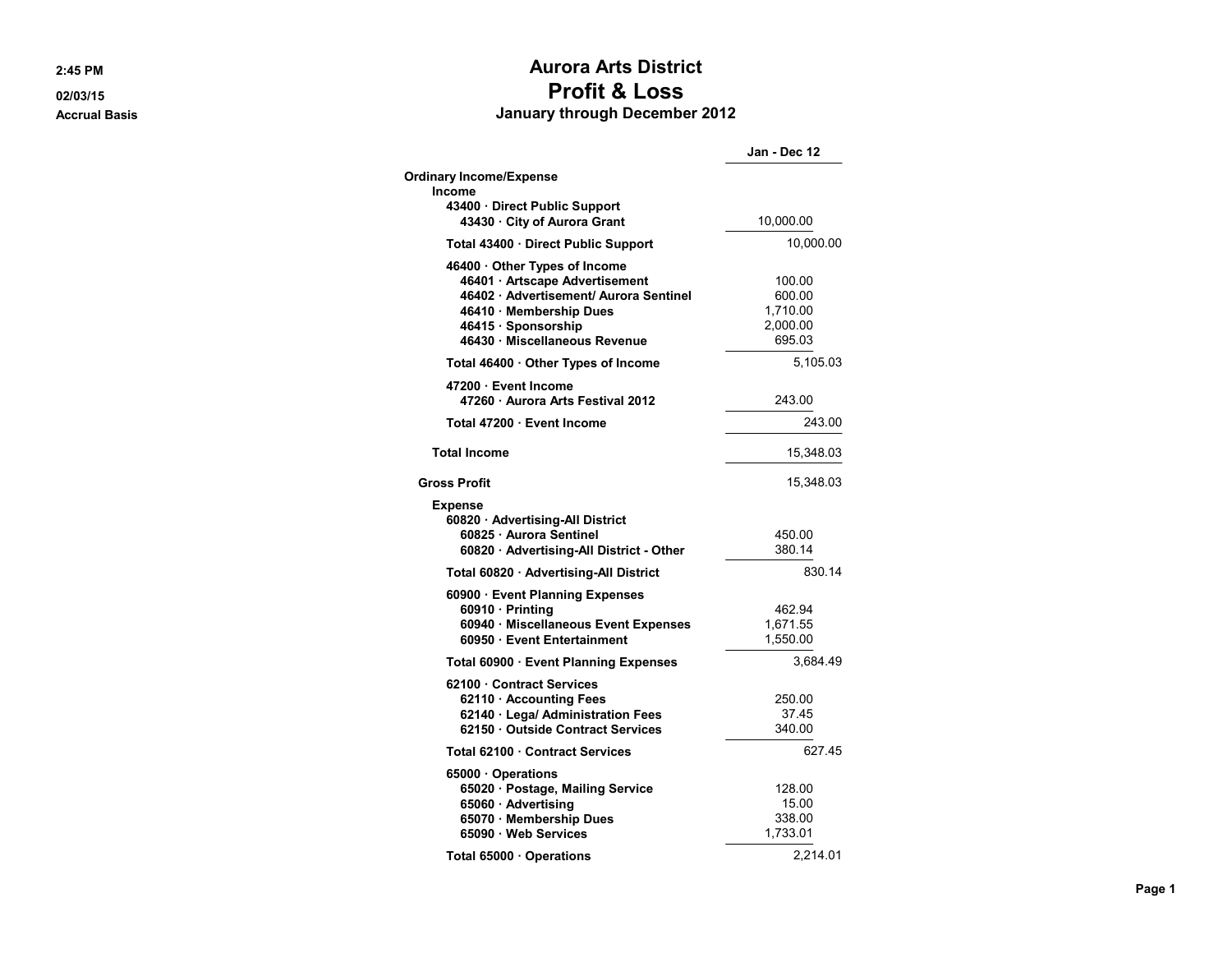# Aurora Arts District

## Profit & Loss

### January through December 2012

2:45 PM
02/03/15
Accrual Basis

| | Jan - Dec 12 | |
|---|---|---|
| **Ordinary Income/Expense** | | |
| **Income** | | |
| **43400 · Direct Public Support** | | |
| **43430 · City of Aurora Grant** | 10,000.00 | |
| **Total 43400 · Direct Public Support** | | 10,000.00 |
| **46400 · Other Types of Income** | | |
| **46401 · Artscape Advertisement** | 100.00 | |
| **46402 · Advertisement/ Aurora Sentinel** | 600.00 | |
| **46410 · Membership Dues** | 1,710.00 | |
| **46415 · Sponsorship** | 2,000.00 | |
| **46430 · Miscellaneous Revenue** | 695.03 | |
| **Total 46400 · Other Types of Income** | | 5,105.03 |
| **47200 · Event Income** | | |
| **47260 · Aurora Arts Festival 2012** | 243.00 | |
| **Total 47200 · Event Income** | | 243.00 |
| **Total Income** | | 15,348.03 |
| **Gross Profit** | | 15,348.03 |
| **Expense** | | |
| **60820 · Advertising-All District** | | |
| **60825 · Aurora Sentinel** | 450.00 | |
| **60820 · Advertising-All District - Other** | 380.14 | |
| **Total 60820 · Advertising-All District** | | 830.14 |
| **60900 · Event Planning Expenses** | | |
| **60910 · Printing** | 462.94 | |
| **60940 · Miscellaneous Event Expenses** | 1,671.55 | |
| **60950 · Event Entertainment** | 1,550.00 | |
| **Total 60900 · Event Planning Expenses** | | 3,684.49 |
| **62100 · Contract Services** | | |
| **62110 · Accounting Fees** | 250.00 | |
| **62140 · Lega/ Administration Fees** | 37.45 | |
| **62150 · Outside Contract Services** | 340.00 | |
| **Total 62100 · Contract Services** | | 627.45 |
| **65000 · Operations** | | |
| **65020 · Postage, Mailing Service** | 128.00 | |
| **65060 · Advertising** | 15.00 | |
| **65070 · Membership Dues** | 338.00 | |
| **65090 · Web Services** | 1,733.01 | |
| **Total 65000 · Operations** | | 2,214.01 |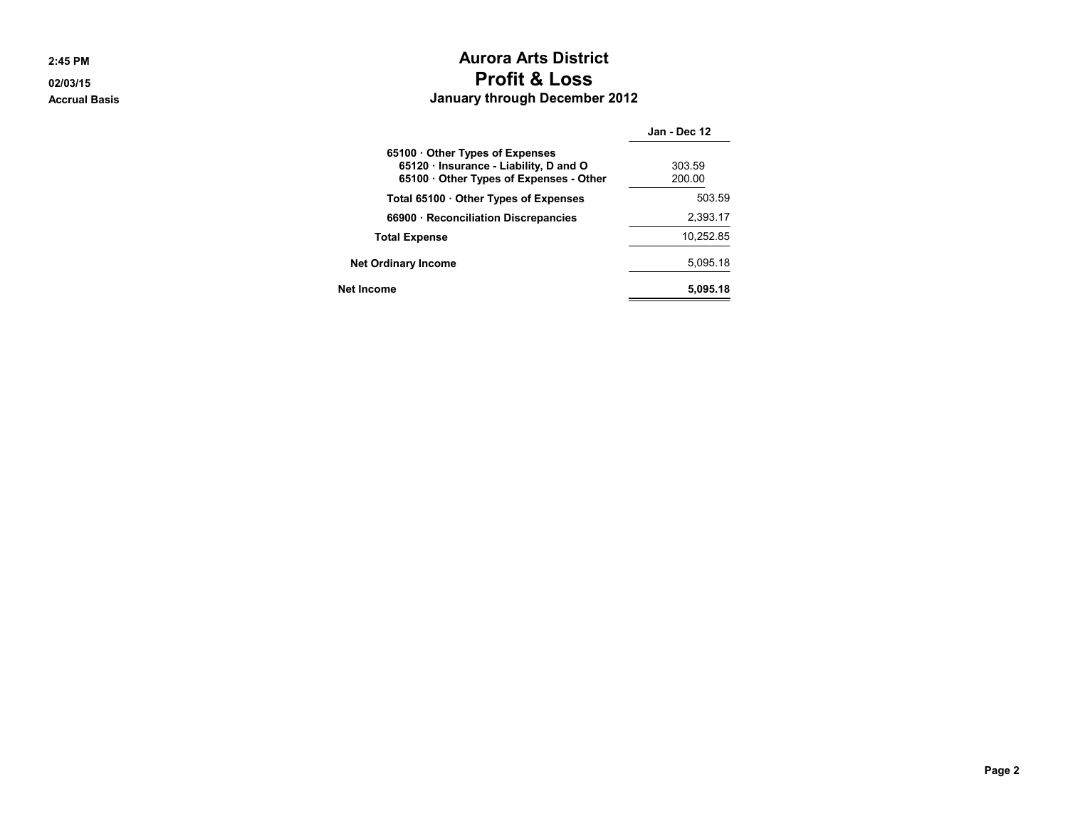2:45 PM

02/03/15

Accrual Basis

# Aurora Arts District
## Profit & Loss
### January through December 2012

| | Jan - Dec 12 |
|---|---|
| 65100 · Other Types of Expenses | |
| 65120 · Insurance - Liability, D and O | 303.59 |
| 65100 · Other Types of Expenses - Other | 200.00 |
| **Total 65100 · Other Types of Expenses** | 503.59 |
| **66900 · Reconciliation Discrepancies** | 2,393.17 |
| **Total Expense** | 10,252.85 |
| **Net Ordinary Income** | 5,095.18 |
| **Net Income** | **5,095.18** |